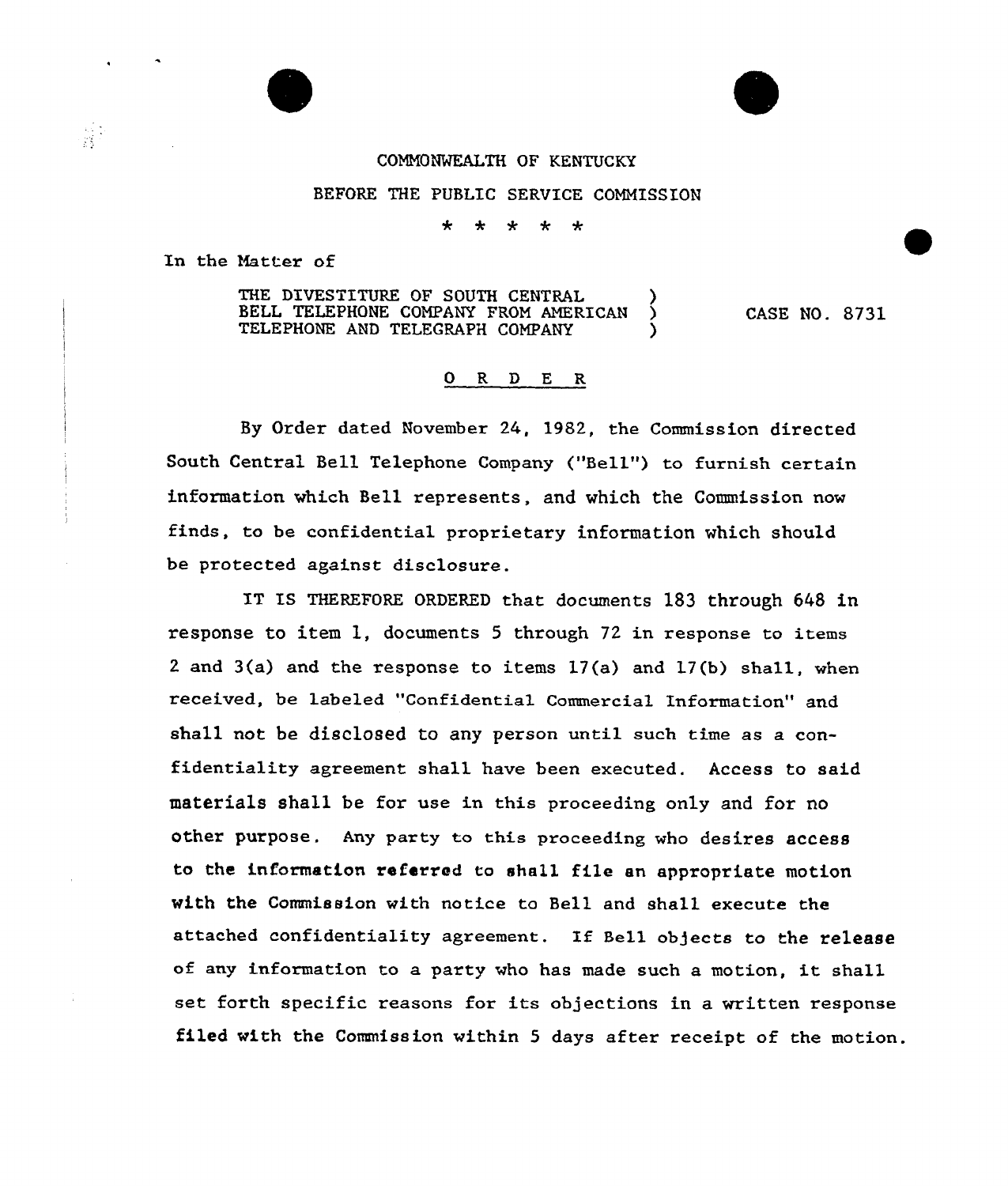COMMONWEALTH OF KENTUCKY

BEFORE THE PUBLIC SERVICE COMMISSION

\* \* \* \* \*

In the Matter of

THE DIVESTITURE OF SOUTH CENTRAL BELL TELEPHONE COMPANY FROM AMERICAN TELEPHONE AND TELEGRAPH COMPANY ) CASE NO. 8731

## O R D E R

By Order dated November 24, 1982, the Commission directed South Central Bell Telephone Company ("Bell") to furnish certain information which Bell represents, and which the Commission now finds, to be confidential proprietary information which should be protected against disclosure.

IT IS THEREFORE ORDERED that documents 183 through 648 in response to item 1, documents 5 through 72 in response to items 2 and 3(a) and the response to items 17(a) and 17(b) shall, when received, be labeled "Confidential Commercial Information" and shall not be disclosed to any person until such time as a confidentiality agreement shall have been executed. Access to said materials shall be for use in this proceeding only and for no other purpose. Any party to this proceeding who desires access to the information referred to shall file an appropriate motion with the Commission with notice to Bell and shall execute the attached confidentiality agreement. If Bell objects to the release of any information to a party who has made such a motion, it shall set forth specific reasons for its objections in a written response filed with the Commission within 5 days after receipt of the motion.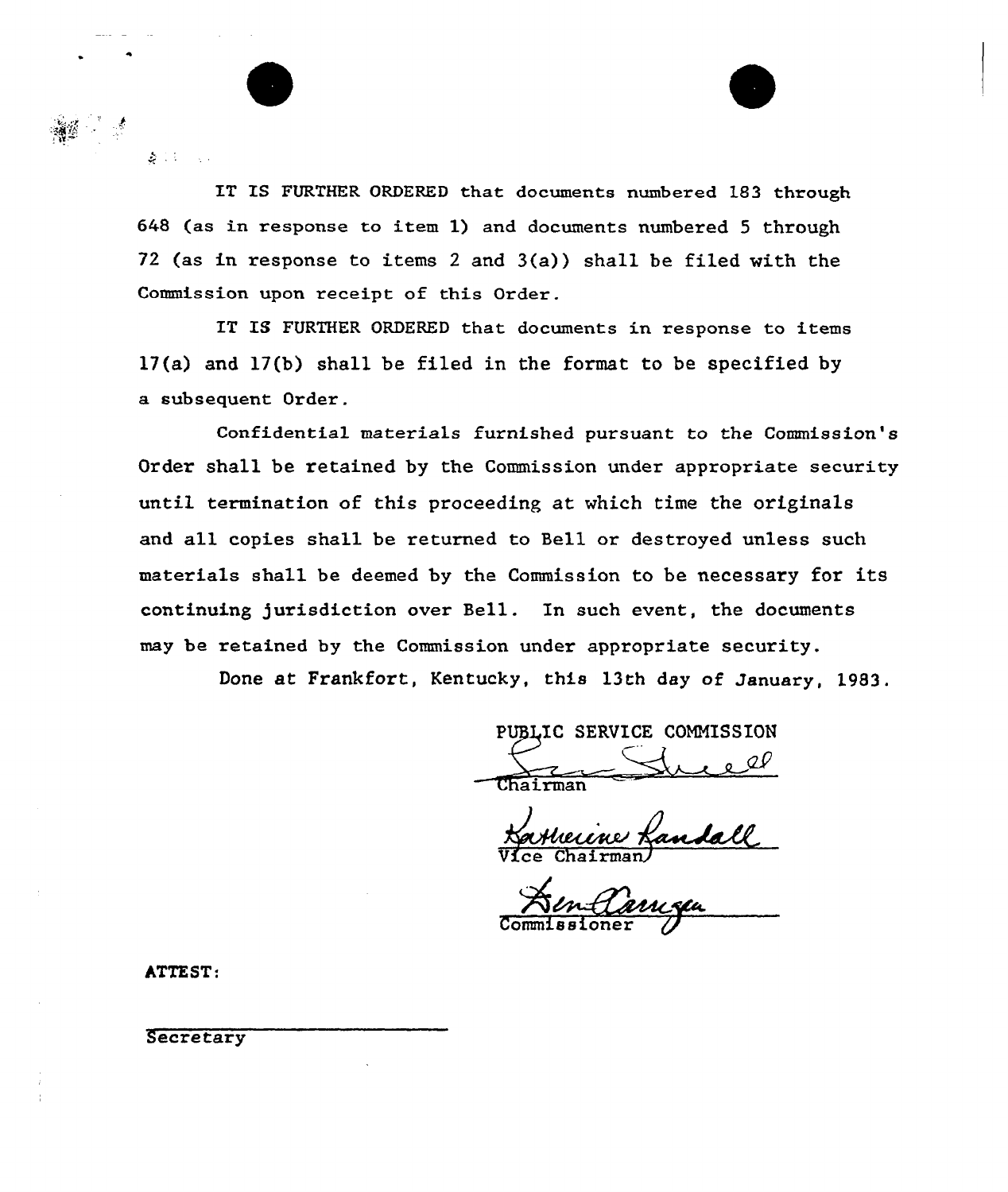IT IS FURTHER ORDERED that documents numbered 183 through 648 (as in response to item 1) and documents numbered 5 through 72 (as in response to items 2 and 3(a)) shall be filed with the Commission upon receipt of this Order.

IT IS FURTHER ORDERED that documents in response to items 17(a) and 17(b) shall be filed in the format to be specified by a subsequent Order.

Confidential materials furnished pursuant to the Commission's Order shall be retained by the Commission under appropriate security until termination of this proceeding at which time the originals and all copies shall be returned to Bell or destroyed unless such materials shall be deemed by the Commission to be necessary for its continuing jurisdiction over Bell. In such event, the documents may be retained by the Commission under appropriate security.

Done at Frankfort, Kentucky, this 13th day of January, 1983.

PUBLIC SERVICE COMMISSION

Chairman

Vice Chairman

Commissioner

ATTEST:

Secretary